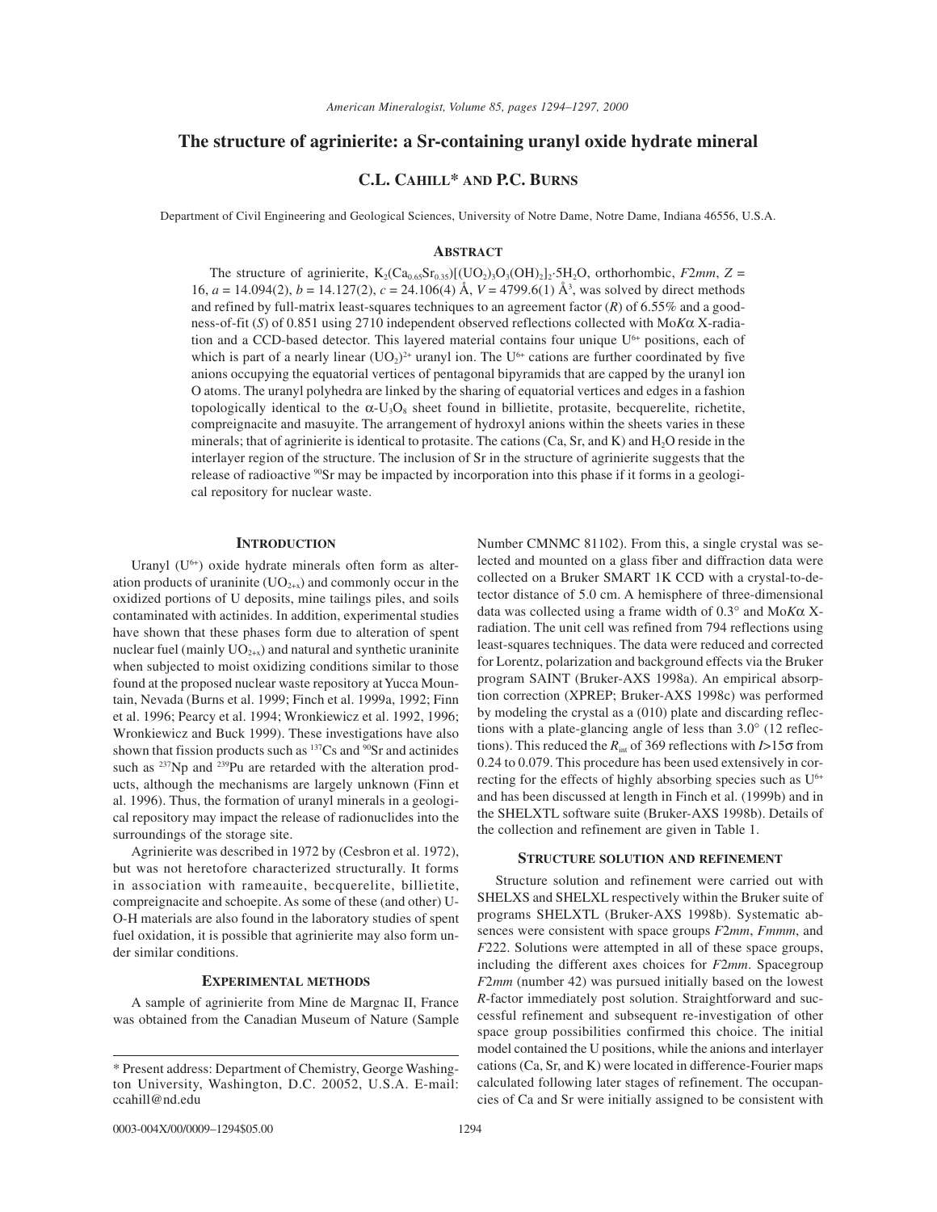# The structure of agrinierite: a Sr-containing uranyl oxide hydrate mineral

## C.L. Cahill* and P.C. Burns

Department of Civil Engineering and Geological Sciences, University of Notre Dame, Notre Dame, Indiana 46556, U.S.A.

### Abstract

The structure of agrinierite, $K_2(Ca_{0.65}Sr_{0.35})[(UO_2)_3O_3(OH)_2]_2 \cdot 5H_2O$, orthorhombic, *F*2*mm*, *Z* = 16, *a* = 14.094(2), *b* = 14.127(2), *c* = 24.106(4) Å, *V* = 4799.6(1) Å$^3$, was solved by direct methods and refined by full-matrix least-squares techniques to an agreement factor (*R*) of 6.55% and a goodness-of-fit (*S*) of 0.851 using 2710 independent observed reflections collected with Mo*K*α X-radiation and a CCD-based detector. This layered material contains four unique $U^{6+}$ positions, each of which is part of a nearly linear $(UO_2)^{2+}$ uranyl ion. The $U^{6+}$ cations are further coordinated by five anions occupying the equatorial vertices of pentagonal bipyramids that are capped by the uranyl ion O atoms. The uranyl polyhedra are linked by the sharing of equatorial vertices and edges in a fashion topologically identical to the α-$U_3O_8$ sheet found in billietite, protasite, becquerelite, richetite, compreignacite and masuyite. The arrangement of hydroxyl anions within the sheets varies in these minerals; that of agrinierite is identical to protasite. The cations (Ca, Sr, and K) and $H_2O$ reside in the interlayer region of the structure. The inclusion of Sr in the structure of agrinierite suggests that the release of radioactive $^{90}$Sr may be impacted by incorporation into this phase if it forms in a geological repository for nuclear waste.

### Introduction

Uranyl ($U^{6+}$) oxide hydrate minerals often form as alteration products of uraninite ($UO_{2+x}$) and commonly occur in the oxidized portions of U deposits, mine tailings piles, and soils contaminated with actinides. In addition, experimental studies have shown that these phases form due to alteration of spent nuclear fuel (mainly $UO_{2+x}$) and natural and synthetic uraninite when subjected to moist oxidizing conditions similar to those found at the proposed nuclear waste repository at Yucca Mountain, Nevada (Burns et al. 1999; Finch et al. 1999a, 1992; Finn et al. 1996; Pearcy et al. 1994; Wronkiewicz et al. 1992, 1996; Wronkiewicz and Buck 1999). These investigations have also shown that fission products such as $^{137}$Cs and $^{90}$Sr and actinides such as $^{237}$Np and $^{239}$Pu are retarded with the alteration products, although the mechanisms are largely unknown (Finn et al. 1996). Thus, the formation of uranyl minerals in a geological repository may impact the release of radionuclides into the surroundings of the storage site.

Agrinierite was described in 1972 by (Cesbron et al. 1972), but was not heretofore characterized structurally. It forms in association with rameauite, becquerelite, billietite, compreignacite and schoepite. As some of these (and other) U-O-H materials are also found in the laboratory studies of spent fuel oxidation, it is possible that agrinierite may also form under similar conditions.

### Experimental methods

A sample of agrinierite from Mine de Margnac II, France was obtained from the Canadian Museum of Nature (Sample Number CMNMC 81102). From this, a single crystal was selected and mounted on a glass fiber and diffraction data were collected on a Bruker SMART 1K CCD with a crystal-to-detector distance of 5.0 cm. A hemisphere of three-dimensional data was collected using a frame width of 0.3° and Mo*K*α X-radiation. The unit cell was refined from 794 reflections using least-squares techniques. The data were reduced and corrected for Lorentz, polarization and background effects via the Bruker program SAINT (Bruker-AXS 1998a). An empirical absorption correction (XPREP; Bruker-AXS 1998c) was performed by modeling the crystal as a (010) plate and discarding reflections with a plate-glancing angle of less than 3.0° (12 reflections). This reduced the $R_{int}$ of 369 reflections with $I > 15\sigma$ from 0.24 to 0.079. This procedure has been used extensively in correcting for the effects of highly absorbing species such as $U^{6+}$ and has been discussed at length in Finch et al. (1999b) and in the SHELXTL software suite (Bruker-AXS 1998b). Details of the collection and refinement are given in Table 1.

### Structure solution and refinement

Structure solution and refinement were carried out with SHELXS and SHELXL respectively within the Bruker suite of programs SHELXTL (Bruker-AXS 1998b). Systematic absences were consistent with space groups *F*2*mm*, *Fmmm*, and *F*222. Solutions were attempted in all of these space groups, including the different axes choices for *F*2*mm*. Spacegroup *F*2*mm* (number 42) was pursued initially based on the lowest *R*-factor immediately post solution. Straightforward and successful refinement and subsequent re-investigation of other space group possibilities confirmed this choice. The initial model contained the U positions, while the anions and interlayer cations (Ca, Sr, and K) were located in difference-Fourier maps calculated following later stages of refinement. The occupancies of Ca and Sr were initially assigned to be consistent with

* Present address: Department of Chemistry, George Washington University, Washington, D.C. 20052, U.S.A. E-mail: ccahill@nd.edu

0003-004X/00/0009–1294$05.00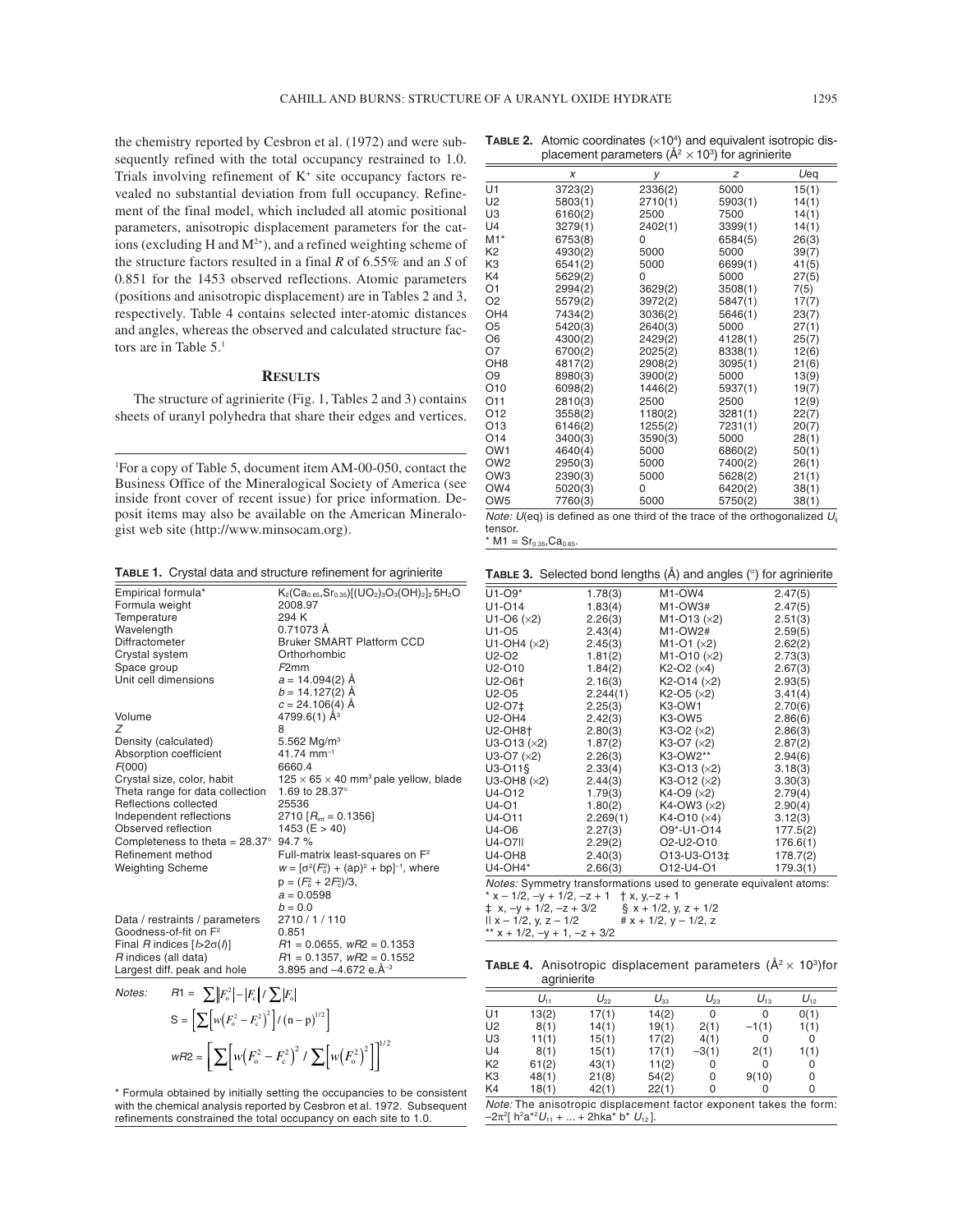the chemistry reported by Cesbron et al. (1972) and were subsequently refined with the total occupancy restrained to 1.0. Trials involving refinement of $K^+$ site occupancy factors revealed no substantial deviation from full occupancy. Refinement of the final model, which included all atomic positional parameters, anisotropic displacement parameters for the cations (excluding H and $M^{2+}$), and a refined weighting scheme of the structure factors resulted in a final *R* of 6.55% and an *S* of 0.851 for the 1453 observed reflections. Atomic parameters (positions and anisotropic displacement) are in Tables 2 and 3, respectively. Table 4 contains selected inter-atomic distances and angles, whereas the observed and calculated structure factors are in Table 5.[1]

## RESULTS

The structure of agrinierite (Fig. 1, Tables 2 and 3) contains sheets of uranyl polyhedra that share their edges and vertices.

[1]For a copy of Table 5, document item AM-00-050, contact the Business Office of the Mineralogical Society of America (see inside front cover of recent issue) for price information. Deposit items may also be available on the American Mineralogist web site (http://www.minsocam.org).

**TABLE 1.** Crystal data and structure refinement for agrinierite

| | |
|---|---|
| Empirical formula* | $K_2(Ca_{0.65},Sr_{0.35})[(UO_2)_3O_3(OH)_2]_2 5H_2O$ |
| Formula weight | 2008.97 |
| Temperature | 294 K |
| Wavelength | 0.71073 Å |
| Diffractometer | Bruker SMART Platform CCD |
| Crystal system | Orthorhombic |
| Space group | *F*2*mm* |
| Unit cell dimensions | *a* = 14.094(2) Å |
| | *b* = 14.127(2) Å |
| | *c* = 24.106(4) Å |
| Volume | 4799.6(1) $Å^3$ |
| *Z* | 8 |
| Density (calculated) | 5.562 $Mg/m^3$ |
| Absorption coefficient | 41.74 $mm^{-1}$ |
| *F*(000) | 6660.4 |
| Crystal size, color, habit | 125 × 65 × 40 $mm^3$ pale yellow, blade |
| Theta range for data collection | 1.69 to 28.37° |
| Reflections collected | 25536 |
| Independent reflections | 2710 [$R_{int}$ = 0.1356] |
| Observed reflection | 1453 (E > 4σ) |
| Completeness to theta = 28.37° | 94.7 % |
| Refinement method | Full-matrix least-squares on $F^2$ |
| Weighting Scheme | $w = [\sigma^2(F_o^2) + (ap)^2 + bp]^{-1}$, where |
| | $p = (F_o^2 + 2F_c^2)/3$, |
| | *a* = 0.0598 |
| | *b* = 0.0 |
| Data / restraints / parameters | 2710 / 1 / 110 |
| Goodness-of-fit on $F^2$ | 0.851 |
| Final *R* indices [*I*>2σ(*I*)] | *R*1 = 0.0655, *wR*2 = 0.1353 |
| *R* indices (all data) | *R*1 = 0.1357, *wR*2 = 0.1552 |
| Largest diff. peak and hole | 3.895 and –4.672 e.$Å^{-3}$ |

*Notes:*

$$R1 = \sum \left\| F_o^2 \right| - \left| F_c \right\| / \sum \left| F_o \right|$$

$$S = \left[ \sum \left[ w\left(F_o^2 - F_c^2\right)^2 \right] / \left(n - p\right)^{1/2} \right]$$

$$wR2 = \left[ \sum \left[ w\left(F_o^2 - F_c^2\right)^2 / \sum \left[ w\left(F_o^2\right)^2 \right] \right] \right]^{1/2}$$

\* Formula obtained by initially setting the occupancies to be consistent with the chemical analysis reported by Cesbron et al. 1972. Subsequent refinements constrained the total occupancy on each site to 1.0.

**TABLE 2.** Atomic coordinates (×$10^4$) and equivalent isotropic displacement parameters ($Å^2 \times 10^3$) for agrinierite

| | *x* | *y* | *z* | *U*eq |
|---|---|---|---|---|
| U1 | 3723(2) | 2336(2) | 5000 | 15(1) |
| U2 | 5803(1) | 2710(1) | 5903(1) | 14(1) |
| U3 | 6160(2) | 2500 | 7500 | 14(1) |
| U4 | 3279(1) | 2402(1) | 3399(1) | 14(1) |
| M1* | 6753(8) | 0 | 6584(5) | 26(3) |
| K2 | 4930(2) | 5000 | 5000 | 39(7) |
| K3 | 6541(2) | 5000 | 6699(1) | 41(5) |
| K4 | 5629(2) | 0 | 5000 | 27(5) |
| O1 | 2994(2) | 3629(2) | 3508(1) | 7(5) |
| O2 | 5579(2) | 3972(2) | 5847(1) | 17(7) |
| OH4 | 7434(2) | 3036(2) | 5646(1) | 23(7) |
| O5 | 5420(3) | 2640(3) | 5000 | 27(1) |
| O6 | 4300(2) | 2429(2) | 4128(1) | 25(7) |
| O7 | 6700(2) | 2025(2) | 8338(1) | 12(6) |
| OH8 | 4817(2) | 2908(2) | 3095(1) | 21(6) |
| O9 | 8980(3) | 3900(2) | 5000 | 13(9) |
| O10 | 6098(2) | 1446(2) | 5937(1) | 19(7) |
| O11 | 2810(3) | 2500 | 2500 | 12(9) |
| O12 | 3558(2) | 1180(2) | 3281(1) | 22(7) |
| O13 | 6146(2) | 1255(2) | 7231(1) | 20(7) |
| O14 | 3400(3) | 3590(3) | 5000 | 28(1) |
| OW1 | 4640(4) | 5000 | 6860(2) | 50(1) |
| OW2 | 2950(3) | 5000 | 7400(2) | 26(1) |
| OW3 | 2390(3) | 5000 | 5628(2) | 21(1) |
| OW4 | 5020(3) | 0 | 6420(2) | 38(1) |
| OW5 | 7760(3) | 5000 | 5750(2) | 38(1) |

*Note: U*(eq) is defined as one third of the trace of the orthogonalized $U_{ij}$ tensor.
\* M1 = $Sr_{0.35}$,$Ca_{0.65}$.

**TABLE 3.** Selected bond lengths (Å) and angles (°) for agrinierite

| | | | |
|---|---|---|---|
| U1-O9* | 1.78(3) | M1-OW4 | 2.47(5) |
| U1-O14 | 1.83(4) | M1-OW3# | 2.47(5) |
| U1-O6 (×2) | 2.26(3) | M1-O13 (×2) | 2.51(3) |
| U1-O5 | 2.43(4) | M1-OW2# | 2.59(5) |
| U1-OH4 (×2) | 2.45(3) | M1-O1 (×2) | 2.62(2) |
| U2-O2 | 1.81(2) | M1-O10 (×2) | 2.73(3) |
| U2-O10 | 1.84(2) | K2-O2 (×4) | 2.67(3) |
| U2-O6† | 2.16(3) | K2-O14 (×2) | 2.93(5) |
| U2-O5 | 2.244(1) | K2-O5 (×2) | 3.41(4) |
| U2-O7‡ | 2.25(3) | K3-OW1 | 2.70(6) |
| U2-OH4 | 2.42(3) | K3-OW5 | 2.86(6) |
| U2-OH8† | 2.80(3) | K3-O2 (×2) | 2.86(3) |
| U3-O13 (×2) | 1.87(2) | K3-O7 (×2) | 2.87(2) |
| U3-O7 (×2) | 2.26(3) | K3-OW2** | 2.94(6) |
| U3-O11§ | 2.33(4) | K3-O13 (×2) | 3.18(3) |
| U3-OH8 (×2) | 2.44(3) | K3-O12 (×2) | 3.30(3) |
| U4-O12 | 1.79(3) | K4-O9 (×2) | 2.79(4) |
| U4-O1 | 1.80(2) | K4-OW3 (×2) | 2.90(4) |
| U4-O11 | 2.269(1) | K4-O10 (×4) | 3.12(3) |
| U4-O6 | 2.27(3) | O9*-U1-O14 | 177.5(2) |
| U4-O7‖ | 2.29(2) | O2-U2-O10 | 176.6(1) |
| U4-OH8 | 2.40(3) | O13-U3-O13‡ | 178.7(2) |
| U4-OH4* | 2.66(3) | O12-U4-O1 | 179.3(1) |

*Notes:* Symmetry transformations used to generate equivalent atoms:
\* x – 1/2, –y + 1/2, –z + 1 † x, y,–z + 1
‡ x, –y + 1/2, –z + 3/2 § x + 1/2, y, z + 1/2
‖ x – 1/2, y, z – 1/2 # x + 1/2, y – 1/2, z
\*\* x + 1/2, –y + 1, –z + 3/2

**TABLE 4.** Anisotropic displacement parameters ($Å^2 \times 10^3$) for agrinierite

| | $U_{11}$ | $U_{22}$ | $U_{33}$ | $U_{23}$ | $U_{13}$ | $U_{12}$ |
|---|---|---|---|---|---|---|
| U1 | 13(2) | 17(1) | 14(2) | 0 | 0 | 0(1) |
| U2 | 8(1) | 14(1) | 19(1) | 2(1) | –1(1) | 1(1) |
| U3 | 11(1) | 15(1) | 17(2) | 4(1) | 0 | 0 |
| U4 | 8(1) | 15(1) | 17(1) | –3(1) | 2(1) | 1(1) |
| K2 | 61(2) | 43(1) | 11(2) | 0 | 0 | 0 |
| K3 | 48(1) | 21(8) | 54(2) | 0 | 9(10) | 0 |
| K4 | 18(1) | 42(1) | 22(1) | 0 | 0 | 0 |

*Note:* The anisotropic displacement factor exponent takes the form: $-2\pi^2[h^2a^{*2}U_{11} + ... + 2hka^* b^* U_{12}]$.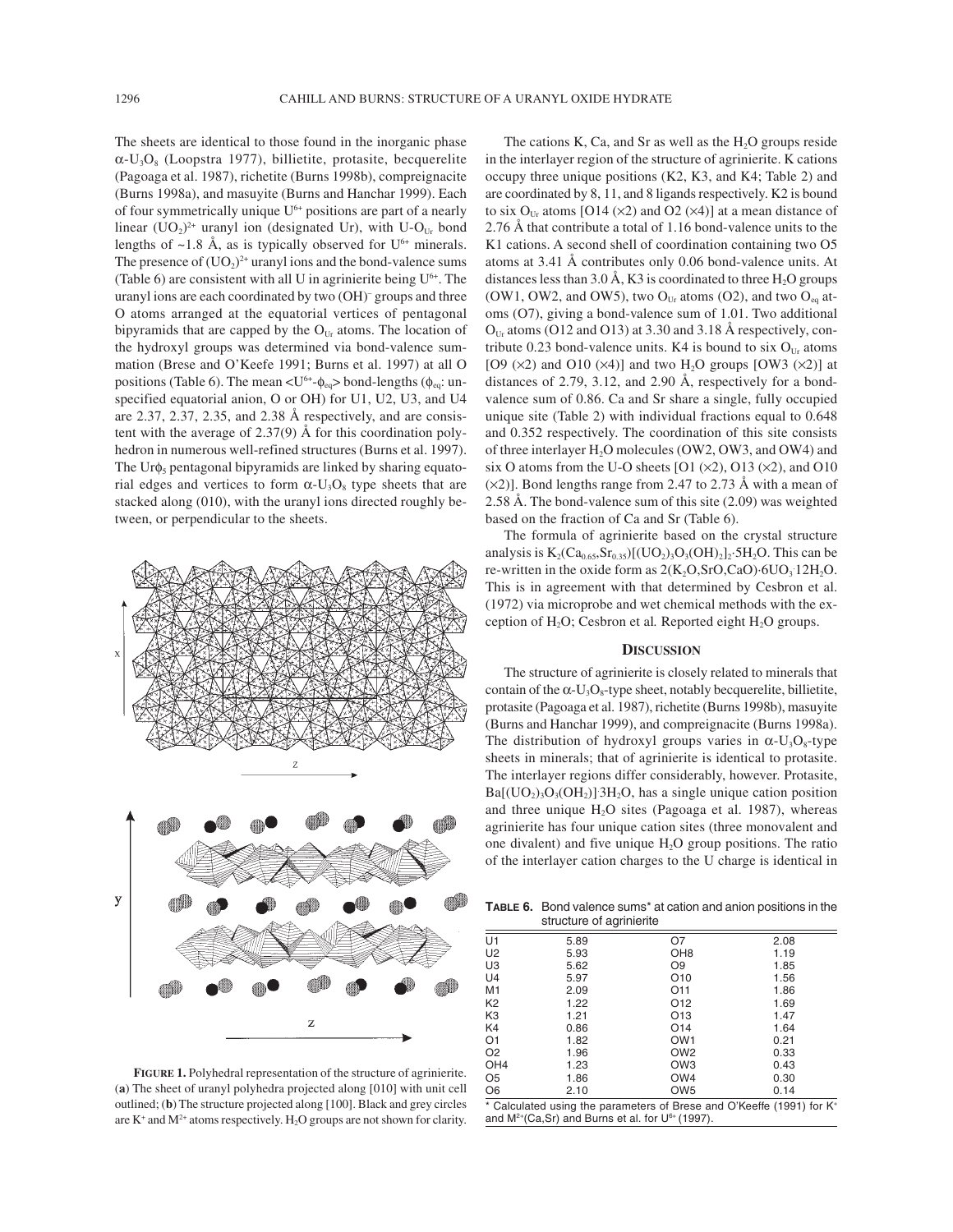The sheets are identical to those found in the inorganic phase $\alpha$-$U_3O_8$ (Loopstra 1977), billietite, protasite, becquerelite (Pagoaga et al. 1987), richetite (Burns 1998b), compreignacite (Burns 1998a), and masuyite (Burns and Hanchar 1999). Each of four symmetrically unique $U^{6+}$ positions are part of a nearly linear $(UO_2)^{2+}$ uranyl ion (designated Ur), with U-$O_{Ur}$ bond lengths of ~1.8 Å, as is typically observed for $U^{6+}$ minerals. The presence of $(UO_2)^{2+}$ uranyl ions and the bond-valence sums (Table 6) are consistent with all U in agrinierite being $U^{6+}$. The uranyl ions are each coordinated by two $(OH)^-$ groups and three O atoms arranged at the equatorial vertices of pentagonal bipyramids that are capped by the $O_{Ur}$ atoms. The location of the hydroxyl groups was determined via bond-valence summation (Brese and O'Keefe 1991; Burns et al. 1997) at all O positions (Table 6). The mean $<U^{6+}$-$\phi_{eq}>$ bond-lengths ($\phi_{eq}$: unspecified equatorial anion, O or OH) for U1, U2, U3, and U4 are 2.37, 2.37, 2.35, and 2.38 Å respectively, and are consistent with the average of 2.37(9) Å for this coordination polyhedron in numerous well-refined structures (Burns et al. 1997). The $Ur\phi_5$ pentagonal bipyramids are linked by sharing equatorial edges and vertices to form $\alpha$-$U_3O_8$ type sheets that are stacked along (010), with the uranyl ions directed roughly between, or perpendicular to the sheets.

**FIGURE 1.** Polyhedral representation of the structure of agrinierite. (**a**) The sheet of uranyl polyhedra projected along [010] with unit cell outlined; (**b**) The structure projected along [100]. Black and grey circles are $K^+$ and $M^{2+}$ atoms respectively. $H_2O$ groups are not shown for clarity.

The cations K, Ca, and Sr as well as the $H_2O$ groups reside in the interlayer region of the structure of agrinierite. K cations occupy three unique positions (K2, K3, and K4; Table 2) and are coordinated by 8, 11, and 8 ligands respectively. K2 is bound to six $O_{Ur}$ atoms [O14 (×2) and O2 (×4)] at a mean distance of 2.76 Å that contribute a total of 1.16 bond-valence units to the K1 cations. A second shell of coordination containing two O5 atoms at 3.41 Å contributes only 0.06 bond-valence units. At distances less than 3.0 Å, K3 is coordinated to three $H_2O$ groups (OW1, OW2, and OW5), two $O_{Ur}$ atoms (O2), and two $O_{eq}$ atoms (O7), giving a bond-valence sum of 1.01. Two additional $O_{Ur}$ atoms (O12 and O13) at 3.30 and 3.18 Å respectively, contribute 0.23 bond-valence units. K4 is bound to six $O_{Ur}$ atoms [O9 (×2) and O10 (×4)] and two $H_2O$ groups [OW3 (×2)] at distances of 2.79, 3.12, and 2.90 Å, respectively for a bond-valence sum of 0.86. Ca and Sr share a single, fully occupied unique site (Table 2) with individual fractions equal to 0.648 and 0.352 respectively. The coordination of this site consists of three interlayer $H_2O$ molecules (OW2, OW3, and OW4) and six O atoms from the U-O sheets [O1 (×2), O13 (×2), and O10 (×2)]. Bond lengths range from 2.47 to 2.73 Å with a mean of 2.58 Å. The bond-valence sum of this site (2.09) was weighted based on the fraction of Ca and Sr (Table 6).

The formula of agrinierite based on the crystal structure analysis is $K_2(Ca_{0.65},Sr_{0.35})[(UO_2)_3O_3(OH)_2]_2·5H_2O$. This can be re-written in the oxide form as $2(K_2O,SrO,CaO)·6UO_3·12H_2O$. This is in agreement with that determined by Cesbron et al. (1972) via microprobe and wet chemical methods with the exception of $H_2O$; Cesbron et al. Reported eight $H_2O$ groups.

## DISCUSSION

The structure of agrinierite is closely related to minerals that contain of the $\alpha$-$U_3O_8$-type sheet, notably becquerelite, billietite, protasite (Pagoaga et al. 1987), richetite (Burns 1998b), masuyite (Burns and Hanchar 1999), and compreignacite (Burns 1998a). The distribution of hydroxyl groups varies in $\alpha$-$U_3O_8$-type sheets in minerals; that of agrinierite is identical to protasite. The interlayer regions differ considerably, however. Protasite, $Ba[(UO_2)_3O_3(OH_2)]·3H_2O$, has a single unique cation position and three unique $H_2O$ sites (Pagoaga et al. 1987), whereas agrinierite has four unique cation sites (three monovalent and one divalent) and five unique $H_2O$ group positions. The ratio of the interlayer cation charges to the U charge is identical in

**TABLE 6.** Bond valence sums* at cation and anion positions in the structure of agrinierite

| | | | |
|---|---|---|---|
| U1 | 5.89 | O7 | 2.08 |
| U2 | 5.93 | OH8 | 1.19 |
| U3 | 5.62 | O9 | 1.85 |
| U4 | 5.97 | O10 | 1.56 |
| M1 | 2.09 | O11 | 1.86 |
| K2 | 1.22 | O12 | 1.69 |
| K3 | 1.21 | O13 | 1.47 |
| K4 | 0.86 | O14 | 1.64 |
| O1 | 1.82 | OW1 | 0.21 |
| O2 | 1.96 | OW2 | 0.33 |
| OH4 | 1.23 | OW3 | 0.43 |
| O5 | 1.86 | OW4 | 0.30 |
| O6 | 2.10 | OW5 | 0.14 |

\* Calculated using the parameters of Brese and O'Keeffe (1991) for $K^+$ and $M^{2+}$(Ca,Sr) and Burns et al. for $U^{6+}$ (1997).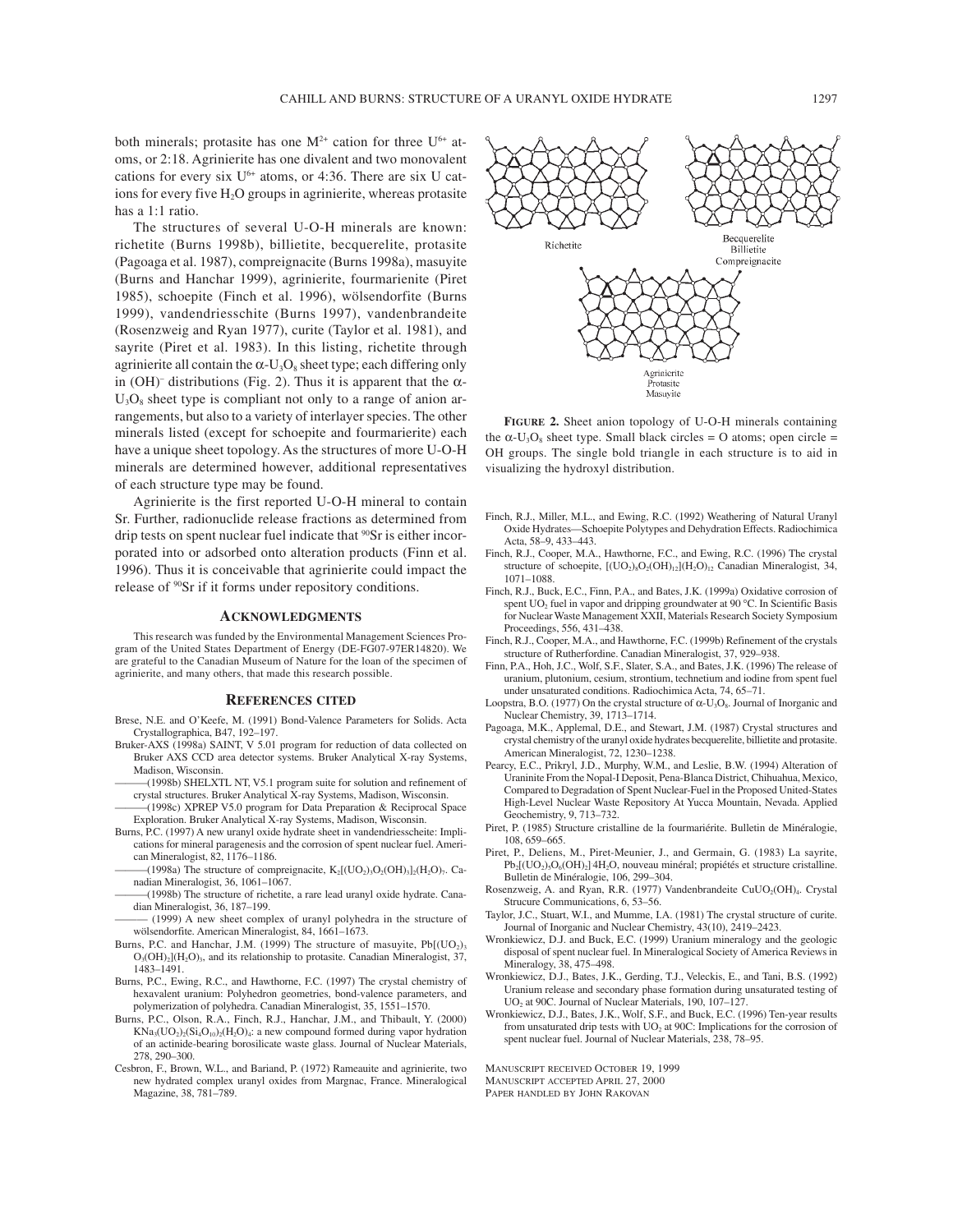both minerals; protasite has one $M^{2+}$ cation for three $U^{6+}$ atoms, or 2:18. Agrinierite has one divalent and two monovalent cations for every six $U^{6+}$ atoms, or 4:36. There are six U cations for every five $H_2O$ groups in agrinierite, whereas protasite has a 1:1 ratio.

The structures of several U-O-H minerals are known: richetite (Burns 1998b), billietite, becquerelite, protasite (Pagoaga et al. 1987), compreignacite (Burns 1998a), masuyite (Burns and Hanchar 1999), agrinierite, fourmarienite (Piret 1985), schoepite (Finch et al. 1996), wölsendorfite (Burns 1999), vandendriesschite (Burns 1997), vandenbrandeite (Rosenzweig and Ryan 1977), curite (Taylor et al. 1981), and sayrite (Piret et al. 1983). In this listing, richetite through agrinierite all contain the $\alpha$-$U_3O_8$ sheet type; each differing only in $(OH)^-$ distributions (Fig. 2). Thus it is apparent that the $\alpha$-$U_3O_8$ sheet type is compliant not only to a range of anion arrangements, but also to a variety of interlayer species. The other minerals listed (except for schoepite and fourmarierite) each have a unique sheet topology. As the structures of more U-O-H minerals are determined however, additional representatives of each structure type may be found.

Agrinierite is the first reported U-O-H mineral to contain Sr. Further, radionuclide release fractions as determined from drip tests on spent nuclear fuel indicate that $^{90}Sr$ is either incorporated into or adsorbed onto alteration products (Finn et al. 1996). Thus it is conceivable that agrinierite could impact the release of $^{90}Sr$ if it forms under repository conditions.

Richetite

Becquerelite
Billietite
Compreignacite

Agrinierite
Protasite
Masuyite

**FIGURE 2.** Sheet anion topology of U-O-H minerals containing the $\alpha$-$U_3O_8$ sheet type. Small black circles = O atoms; open circle = OH groups. The single bold triangle in each structure is to aid in visualizing the hydroxyl distribution.

## ACKNOWLEDGMENTS

This research was funded by the Environmental Management Sciences Program of the United States Department of Energy (DE-FG07-97ER14820). We are grateful to the Canadian Museum of Nature for the loan of the specimen of agrinierite, and many others, that made this research possible.

## REFERENCES CITED

Brese, N.E. and O'Keefe, M. (1991) Bond-Valence Parameters for Solids. Acta Crystallographica, B47, 192–197.

Bruker-AXS (1998a) SAINT, V 5.01 program for reduction of data collected on Bruker AXS CCD area detector systems. Bruker Analytical X-ray Systems, Madison, Wisconsin.

———(1998b) SHELXTL NT, V5.1 program suite for solution and refinement of crystal structures. Bruker Analytical X-ray Systems, Madison, Wisconsin.

———(1998c) XPREP V5.0 program for Data Preparation & Reciprocal Space Exploration. Bruker Analytical X-ray Systems, Madison, Wisconsin.

Burns, P.C. (1997) A new uranyl oxide hydrate sheet in vandendriesscheite: Implications for mineral paragenesis and the corrosion of spent nuclear fuel. American Mineralogist, 82, 1176–1186.

———(1998a) The structure of compreignacite, $K_2[(UO_2)_3O_2(OH)_3]_2(H_2O)_7$. Canadian Mineralogist, 36, 1061–1067.

———(1998b) The structure of richetite, a rare lead uranyl oxide hydrate. Canadian Mineralogist, 36, 187–199.

——— (1999) A new sheet complex of uranyl polyhedra in the structure of wölsendorfite. American Mineralogist, 84, 1661–1673.

Burns, P.C. and Hanchar, J.M. (1999) The structure of masuyite, $Pb[(UO_2)_3O_3(OH)_2](H_2O)_3$, and its relationship to protasite. Canadian Mineralogist, 37, 1483–1491.

Burns, P.C., Ewing, R.C., and Hawthorne, F.C. (1997) The crystal chemistry of hexavalent uranium: Polyhedron geometries, bond-valence parameters, and polymerization of polyhedra. Canadian Mineralogist, 35, 1551–1570.

Burns, P.C., Olson, R.A., Finch, R.J., Hanchar, J.M., and Thibault, Y. (2000) $KNa_3(UO_2)_2(Si_4O_{10})_2(H_2O)_4$: a new compound formed during vapor hydration of an actinide-bearing borosilicate waste glass. Journal of Nuclear Materials, 278, 290–300.

Cesbron, F., Brown, W.L., and Bariand, P. (1972) Rameauite and agrinierite, two new hydrated complex uranyl oxides from Margnac, France. Mineralogical Magazine, 38, 781–789.

Finch, R.J., Miller, M.L., and Ewing, R.C. (1992) Weathering of Natural Uranyl Oxide Hydrates—Schoepite Polytypes and Dehydration Effects. Radiochimica Acta, 58–9, 433–443.

Finch, R.J., Cooper, M.A., Hawthorne, F.C., and Ewing, R.C. (1996) The crystal structure of schoepite, $[(UO_2)_8O_2(OH)_{12}](H_2O)_{12}$ Canadian Mineralogist, 34, 1071–1088.

Finch, R.J., Buck, E.C., Finn, P.A., and Bates, J.K. (1999a) Oxidative corrosion of spent $UO_2$ fuel in vapor and dripping groundwater at 90 °C. In Scientific Basis for Nuclear Waste Management XXII, Materials Research Society Symposium Proceedings, 556, 431–438.

Finch, R.J., Cooper, M.A., and Hawthorne, F.C. (1999b) Refinement of the crystals structure of Rutherfordine. Canadian Mineralogist, 37, 929–938.

Finn, P.A., Hoh, J.C., Wolf, S.F., Slater, S.A., and Bates, J.K. (1996) The release of uranium, plutonium, cesium, strontium, technetium and iodine from spent fuel under unsaturated conditions. Radiochimica Acta, 74, 65–71.

Loopstra, B.O. (1977) On the crystal structure of $\alpha$-$U_3O_8$. Journal of Inorganic and Nuclear Chemistry, 39, 1713–1714.

Pagoaga, M.K., Applemal, D.E., and Stewart, J.M. (1987) Crystal structures and crystal chemistry of the uranyl oxide hydrates becquerelite, billietite and protasite. American Mineralogist, 72, 1230–1238.

Pearcy, E.C., Prikryl, J.D., Murphy, W.M., and Leslie, B.W. (1994) Alteration of Uraninite From the Nopal-I Deposit, Pena-Blanca District, Chihuahua, Mexico, Compared to Degradation of Spent Nuclear-Fuel in the Proposed United-States High-Level Nuclear Waste Repository At Yucca Mountain, Nevada. Applied Geochemistry, 9, 713–732.

Piret, P. (1985) Structure cristalline de la fourmariérite. Bulletin de Minéralogie, 108, 659–665.

Piret, P., Deliens, M., Piret-Meunier, J., and Germain, G. (1983) La sayrite, $Pb_2[(UO_2)_5O_6(OH)_2]$ $4H_2O$, nouveau minéral; propiétés et structure cristalline. Bulletin de Minéralogie, 106, 299–304.

Rosenzweig, A. and Ryan, R.R. (1977) Vandenbrandeite $CuUO_2(OH)_4$. Crystal Strucure Communications, 6, 53–56.

Taylor, J.C., Stuart, W.I., and Mumme, I.A. (1981) The crystal structure of curite. Journal of Inorganic and Nuclear Chemistry, 43(10), 2419–2423.

Wronkiewicz, D.J. and Buck, E.C. (1999) Uranium mineralogy and the geologic disposal of spent nuclear fuel. In Mineralogical Society of America Reviews in Mineralogy, 38, 475–498.

Wronkiewicz, D.J., Bates, J.K., Gerding, T.J., Veleckis, E., and Tani, B.S. (1992) Uranium release and secondary phase formation during unsaturated testing of $UO_2$ at 90C. Journal of Nuclear Materials, 190, 107–127.

Wronkiewicz, D.J., Bates, J.K., Wolf, S.F., and Buck, E.C. (1996) Ten-year results from unsaturated drip tests with $UO_2$ at 90C: Implications for the corrosion of spent nuclear fuel. Journal of Nuclear Materials, 238, 78–95.

MANUSCRIPT RECEIVED OCTOBER 19, 1999
MANUSCRIPT ACCEPTED APRIL 27, 2000
PAPER HANDLED BY JOHN RAKOVAN